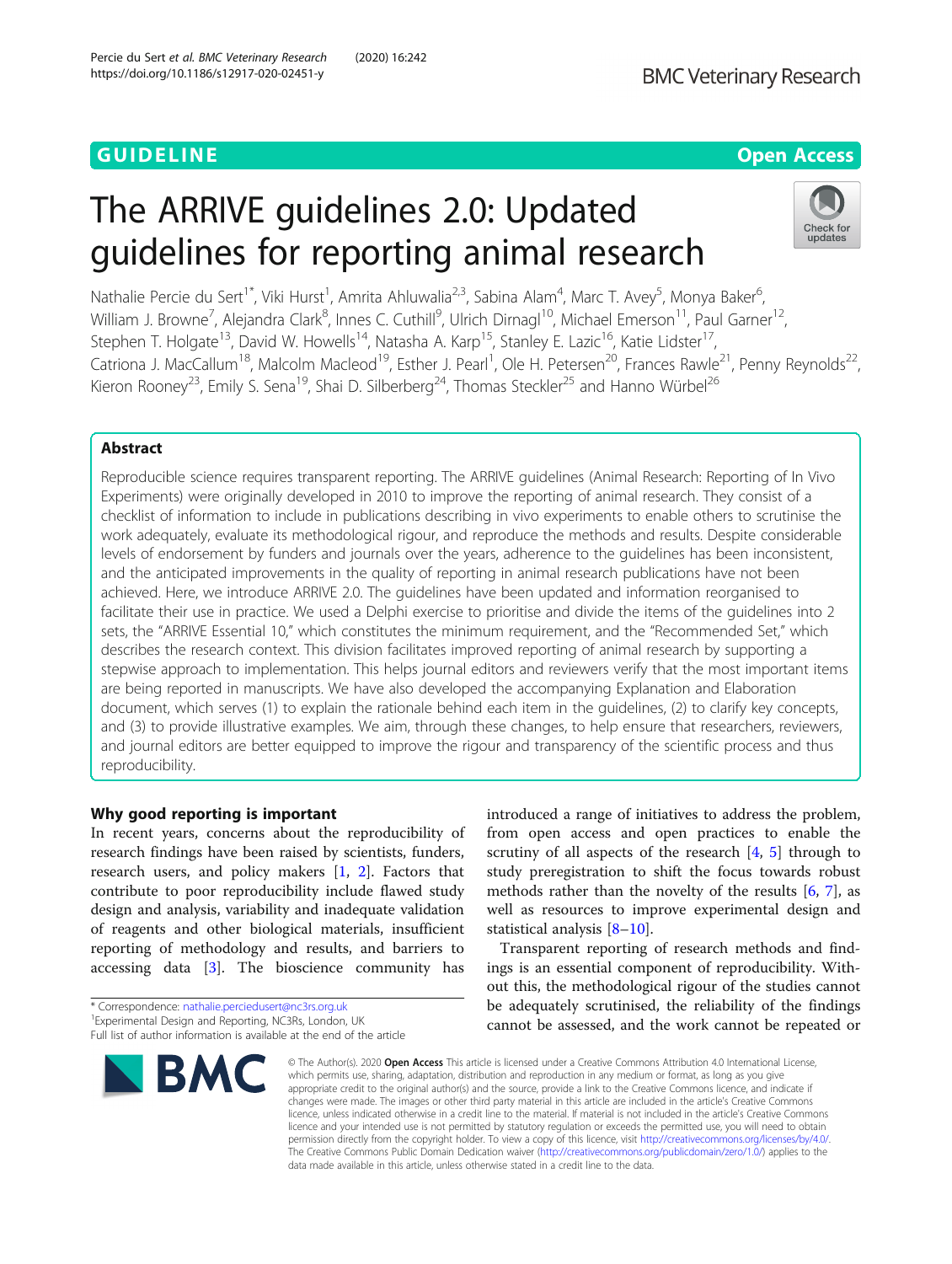GUIDELINE

Open Access

# The ARRIVE guidelines 2.0: Updated guidelines for reporting animal research

Nathalie Percie du Sert[1*], Viki Hurst[1], Amrita Ahluwalia[2,3], Sabina Alam[4], Marc T. Avey[5], Monya Baker[6], William J. Browne[7], Alejandra Clark[8], Innes C. Cuthill[9], Ulrich Dirnagl[10], Michael Emerson[11], Paul Garner[12], Stephen T. Holgate[13], David W. Howells[14], Natasha A. Karp[15], Stanley E. Lazic[16], Katie Lidster[17], Catriona J. MacCallum[18], Malcolm Macleod[19], Esther J. Pearl[1], Ole H. Petersen[20], Frances Rawle[21], Penny Reynolds[22], Kieron Rooney[23], Emily S. Sena[19], Shai D. Silberberg[24], Thomas Steckler[25] and Hanno Würbel[26]

## Abstract

Reproducible science requires transparent reporting. The ARRIVE guidelines (Animal Research: Reporting of In Vivo Experiments) were originally developed in 2010 to improve the reporting of animal research. They consist of a checklist of information to include in publications describing in vivo experiments to enable others to scrutinise the work adequately, evaluate its methodological rigour, and reproduce the methods and results. Despite considerable levels of endorsement by funders and journals over the years, adherence to the guidelines has been inconsistent, and the anticipated improvements in the quality of reporting in animal research publications have not been achieved. Here, we introduce ARRIVE 2.0. The guidelines have been updated and information reorganised to facilitate their use in practice. We used a Delphi exercise to prioritise and divide the items of the guidelines into 2 sets, the "ARRIVE Essential 10," which constitutes the minimum requirement, and the "Recommended Set," which describes the research context. This division facilitates improved reporting of animal research by supporting a stepwise approach to implementation. This helps journal editors and reviewers verify that the most important items are being reported in manuscripts. We have also developed the accompanying Explanation and Elaboration document, which serves (1) to explain the rationale behind each item in the guidelines, (2) to clarify key concepts, and (3) to provide illustrative examples. We aim, through these changes, to help ensure that researchers, reviewers, and journal editors are better equipped to improve the rigour and transparency of the scientific process and thus reproducibility.

## Why good reporting is important

In recent years, concerns about the reproducibility of research findings have been raised by scientists, funders, research users, and policy makers [1, 2]. Factors that contribute to poor reproducibility include flawed study design and analysis, variability and inadequate validation of reagents and other biological materials, insufficient reporting of methodology and results, and barriers to accessing data [3]. The bioscience community has introduced a range of initiatives to address the problem, from open access and open practices to enable the scrutiny of all aspects of the research [4, 5] through to study preregistration to shift the focus towards robust methods rather than the novelty of the results [6, 7], as well as resources to improve experimental design and statistical analysis [8–10].

Transparent reporting of research methods and findings is an essential component of reproducibility. Without this, the methodological rigour of the studies cannot be adequately scrutinised, the reliability of the findings cannot be assessed, and the work cannot be repeated or

\* Correspondence: nathalie.perciedusert@nc3rs.org.uk
[1]Experimental Design and Reporting, NC3Rs, London, UK
Full list of author information is available at the end of the article

© The Author(s). 2020 **Open Access** This article is licensed under a Creative Commons Attribution 4.0 International License, which permits use, sharing, adaptation, distribution and reproduction in any medium or format, as long as you give appropriate credit to the original author(s) and the source, provide a link to the Creative Commons licence, and indicate if changes were made. The images or other third party material in this article are included in the article's Creative Commons licence, unless indicated otherwise in a credit line to the material. If material is not included in the article's Creative Commons licence and your intended use is not permitted by statutory regulation or exceeds the permitted use, you will need to obtain permission directly from the copyright holder. To view a copy of this licence, visit http://creativecommons.org/licenses/by/4.0/. The Creative Commons Public Domain Dedication waiver (http://creativecommons.org/publicdomain/zero/1.0/) applies to the data made available in this article, unless otherwise stated in a credit line to the data.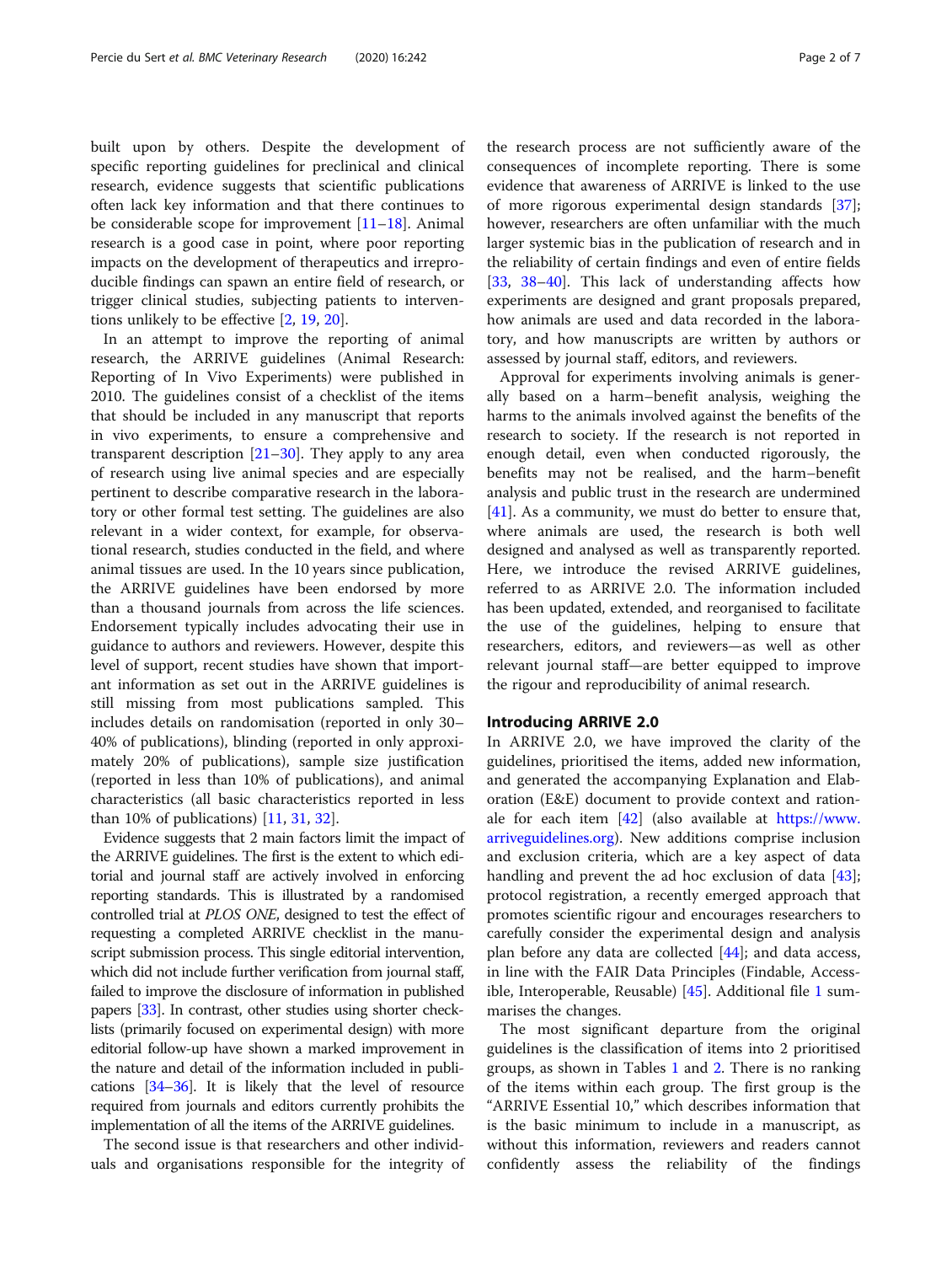built upon by others. Despite the development of specific reporting guidelines for preclinical and clinical research, evidence suggests that scientific publications often lack key information and that there continues to be considerable scope for improvement [11–18]. Animal research is a good case in point, where poor reporting impacts on the development of therapeutics and irreproducible findings can spawn an entire field of research, or trigger clinical studies, subjecting patients to interventions unlikely to be effective [2, 19, 20].

In an attempt to improve the reporting of animal research, the ARRIVE guidelines (Animal Research: Reporting of In Vivo Experiments) were published in 2010. The guidelines consist of a checklist of the items that should be included in any manuscript that reports in vivo experiments, to ensure a comprehensive and transparent description [21–30]. They apply to any area of research using live animal species and are especially pertinent to describe comparative research in the laboratory or other formal test setting. The guidelines are also relevant in a wider context, for example, for observational research, studies conducted in the field, and where animal tissues are used. In the 10 years since publication, the ARRIVE guidelines have been endorsed by more than a thousand journals from across the life sciences. Endorsement typically includes advocating their use in guidance to authors and reviewers. However, despite this level of support, recent studies have shown that important information as set out in the ARRIVE guidelines is still missing from most publications sampled. This includes details on randomisation (reported in only 30–40% of publications), blinding (reported in only approximately 20% of publications), sample size justification (reported in less than 10% of publications), and animal characteristics (all basic characteristics reported in less than 10% of publications) [11, 31, 32].

Evidence suggests that 2 main factors limit the impact of the ARRIVE guidelines. The first is the extent to which editorial and journal staff are actively involved in enforcing reporting standards. This is illustrated by a randomised controlled trial at *PLOS ONE*, designed to test the effect of requesting a completed ARRIVE checklist in the manuscript submission process. This single editorial intervention, which did not include further verification from journal staff, failed to improve the disclosure of information in published papers [33]. In contrast, other studies using shorter checklists (primarily focused on experimental design) with more editorial follow-up have shown a marked improvement in the nature and detail of the information included in publications [34–36]. It is likely that the level of resource required from journals and editors currently prohibits the implementation of all the items of the ARRIVE guidelines.

The second issue is that researchers and other individuals and organisations responsible for the integrity of the research process are not sufficiently aware of the consequences of incomplete reporting. There is some evidence that awareness of ARRIVE is linked to the use of more rigorous experimental design standards [37]; however, researchers are often unfamiliar with the much larger systemic bias in the publication of research and in the reliability of certain findings and even of entire fields [33, 38–40]. This lack of understanding affects how experiments are designed and grant proposals prepared, how animals are used and data recorded in the laboratory, and how manuscripts are written by authors or assessed by journal staff, editors, and reviewers.

Approval for experiments involving animals is generally based on a harm–benefit analysis, weighing the harms to the animals involved against the benefits of the research to society. If the research is not reported in enough detail, even when conducted rigorously, the benefits may not be realised, and the harm–benefit analysis and public trust in the research are undermined [41]. As a community, we must do better to ensure that, where animals are used, the research is both well designed and analysed as well as transparently reported. Here, we introduce the revised ARRIVE guidelines, referred to as ARRIVE 2.0. The information included has been updated, extended, and reorganised to facilitate the use of the guidelines, helping to ensure that researchers, editors, and reviewers—as well as other relevant journal staff—are better equipped to improve the rigour and reproducibility of animal research.

## Introducing ARRIVE 2.0

In ARRIVE 2.0, we have improved the clarity of the guidelines, prioritised the items, added new information, and generated the accompanying Explanation and Elaboration (E&E) document to provide context and rationale for each item [42] (also available at https://www.arriveguidelines.org). New additions comprise inclusion and exclusion criteria, which are a key aspect of data handling and prevent the ad hoc exclusion of data [43]; protocol registration, a recently emerged approach that promotes scientific rigour and encourages researchers to carefully consider the experimental design and analysis plan before any data are collected [44]; and data access, in line with the FAIR Data Principles (Findable, Accessible, Interoperable, Reusable) [45]. Additional file 1 summarises the changes.

The most significant departure from the original guidelines is the classification of items into 2 prioritised groups, as shown in Tables 1 and 2. There is no ranking of the items within each group. The first group is the "ARRIVE Essential 10," which describes information that is the basic minimum to include in a manuscript, as without this information, reviewers and readers cannot confidently assess the reliability of the findings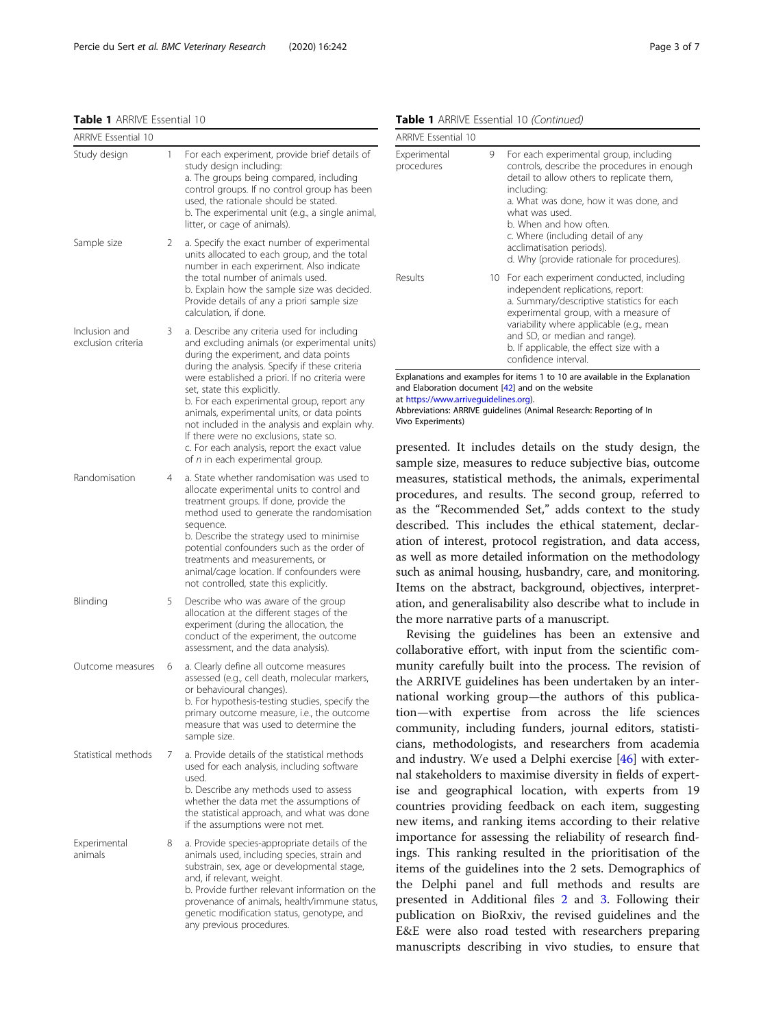**Table 1** ARRIVE Essential 10

| ARRIVE Essential 10 | | |
|---|---|---|
| Study design | 1 | For each experiment, provide brief details of study design including:<br>a. The groups being compared, including control groups. If no control group has been used, the rationale should be stated.<br>b. The experimental unit (e.g., a single animal, litter, or cage of animals). |
| Sample size | 2 | a. Specify the exact number of experimental units allocated to each group, and the total number in each experiment. Also indicate the total number of animals used.<br>b. Explain how the sample size was decided. Provide details of any a priori sample size calculation, if done. |
| Inclusion and exclusion criteria | 3 | a. Describe any criteria used for including and excluding animals (or experimental units) during the experiment, and data points during the analysis. Specify if these criteria were established a priori. If no criteria were set, state this explicitly.<br>b. For each experimental group, report any animals, experimental units, or data points not included in the analysis and explain why. If there were no exclusions, state so.<br>c. For each analysis, report the exact value of *n* in each experimental group. |
| Randomisation | 4 | a. State whether randomisation was used to allocate experimental units to control and treatment groups. If done, provide the method used to generate the randomisation sequence.<br>b. Describe the strategy used to minimise potential confounders such as the order of treatments and measurements, or animal/cage location. If confounders were not controlled, state this explicitly. |
| Blinding | 5 | Describe who was aware of the group allocation at the different stages of the experiment (during the allocation, the conduct of the experiment, the outcome assessment, and the data analysis). |
| Outcome measures | 6 | a. Clearly define all outcome measures assessed (e.g., cell death, molecular markers, or behavioural changes).<br>b. For hypothesis-testing studies, specify the primary outcome measure, i.e., the outcome measure that was used to determine the sample size. |
| Statistical methods | 7 | a. Provide details of the statistical methods used for each analysis, including software used.<br>b. Describe any methods used to assess whether the data met the assumptions of the statistical approach, and what was done if the assumptions were not met. |
| Experimental animals | 8 | a. Provide species-appropriate details of the animals used, including species, strain and substrain, sex, age or developmental stage, and, if relevant, weight.<br>b. Provide further relevant information on the provenance of animals, health/immune status, genetic modification status, genotype, and any previous procedures. |
| Experimental procedures | 9 | For each experimental group, including controls, describe the procedures in enough detail to allow others to replicate them, including:<br>a. What was done, how it was done, and what was used.<br>b. When and how often.<br>c. Where (including detail of any acclimatisation periods).<br>d. Why (provide rationale for procedures). |
| Results | 10 | For each experiment conducted, including independent replications, report:<br>a. Summary/descriptive statistics for each experimental group, with a measure of variability where applicable (e.g., mean and SD, or median and range).<br>b. If applicable, the effect size with a confidence interval. |

Explanations and examples for items 1 to 10 are available in the Explanation and Elaboration document [42] and on the website at https://www.arriveguidelines.org).
Abbreviations: ARRIVE guidelines (Animal Research: Reporting of In Vivo Experiments)

presented. It includes details on the study design, the sample size, measures to reduce subjective bias, outcome measures, statistical methods, the animals, experimental procedures, and results. The second group, referred to as the "Recommended Set," adds context to the study described. This includes the ethical statement, declaration of interest, protocol registration, and data access, as well as more detailed information on the methodology such as animal housing, husbandry, care, and monitoring. Items on the abstract, background, objectives, interpretation, and generalisability also describe what to include in the more narrative parts of a manuscript.

Revising the guidelines has been an extensive and collaborative effort, with input from the scientific community carefully built into the process. The revision of the ARRIVE guidelines has been undertaken by an international working group—the authors of this publication—with expertise from across the life sciences community, including funders, journal editors, statisticians, methodologists, and researchers from academia and industry. We used a Delphi exercise [46] with external stakeholders to maximise diversity in fields of expertise and geographical location, with experts from 19 countries providing feedback on each item, suggesting new items, and ranking items according to their relative importance for assessing the reliability of research findings. This ranking resulted in the prioritisation of the items of the guidelines into the 2 sets. Demographics of the Delphi panel and full methods and results are presented in Additional files 2 and 3. Following their publication on BioRxiv, the revised guidelines and the E&E were also road tested with researchers preparing manuscripts describing in vivo studies, to ensure that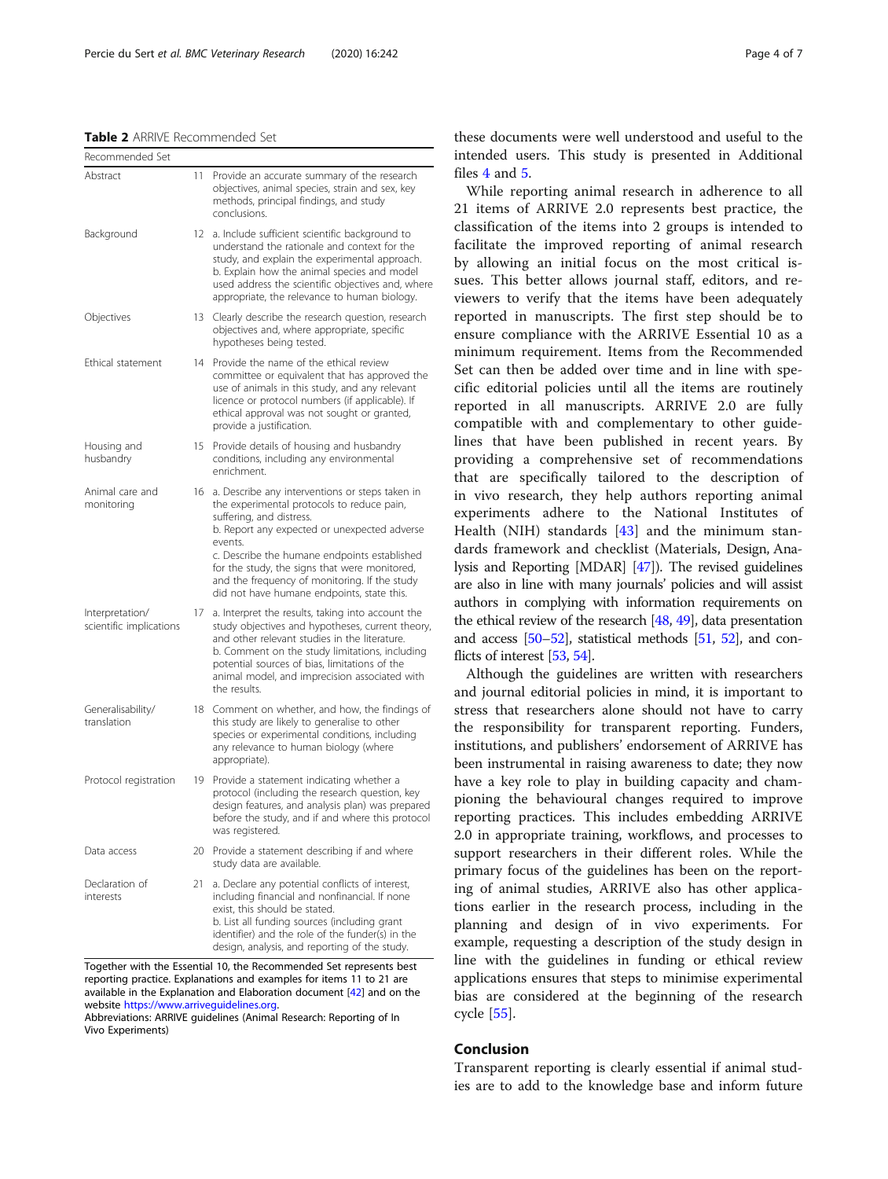**Table 2** ARRIVE Recommended Set

| Recommended Set | | |
|---|---|---|
| Abstract | 11 | Provide an accurate summary of the research objectives, animal species, strain and sex, key methods, principal findings, and study conclusions. |
| Background | 12 | a. Include sufficient scientific background to understand the rationale and context for the study, and explain the experimental approach.<br>b. Explain how the animal species and model used address the scientific objectives and, where appropriate, the relevance to human biology. |
| Objectives | 13 | Clearly describe the research question, research objectives and, where appropriate, specific hypotheses being tested. |
| Ethical statement | 14 | Provide the name of the ethical review committee or equivalent that has approved the use of animals in this study, and any relevant licence or protocol numbers (if applicable). If ethical approval was not sought or granted, provide a justification. |
| Housing and husbandry | 15 | Provide details of housing and husbandry conditions, including any environmental enrichment. |
| Animal care and monitoring | 16 | a. Describe any interventions or steps taken in the experimental protocols to reduce pain, suffering, and distress.<br>b. Report any expected or unexpected adverse events.<br>c. Describe the humane endpoints established for the study, the signs that were monitored, and the frequency of monitoring. If the study did not have humane endpoints, state this. |
| Interpretation/ scientific implications | 17 | a. Interpret the results, taking into account the study objectives and hypotheses, current theory, and other relevant studies in the literature.<br>b. Comment on the study limitations, including potential sources of bias, limitations of the animal model, and imprecision associated with the results. |
| Generalisability/ translation | 18 | Comment on whether, and how, the findings of this study are likely to generalise to other species or experimental conditions, including any relevance to human biology (where appropriate). |
| Protocol registration | 19 | Provide a statement indicating whether a protocol (including the research question, key design features, and analysis plan) was prepared before the study, and if and where this protocol was registered. |
| Data access | 20 | Provide a statement describing if and where study data are available. |
| Declaration of interests | 21 | a. Declare any potential conflicts of interest, including financial and nonfinancial. If none exist, this should be stated.<br>b. List all funding sources (including grant identifier) and the role of the funder(s) in the design, analysis, and reporting of the study. |

Together with the Essential 10, the Recommended Set represents best reporting practice. Explanations and examples for items 11 to 21 are available in the Explanation and Elaboration document [42] and on the website https://www.arriveguidelines.org.
Abbreviations: ARRIVE guidelines (Animal Research: Reporting of In Vivo Experiments)

these documents were well understood and useful to the intended users. This study is presented in Additional files 4 and 5.

While reporting animal research in adherence to all 21 items of ARRIVE 2.0 represents best practice, the classification of the items into 2 groups is intended to facilitate the improved reporting of animal research by allowing an initial focus on the most critical issues. This better allows journal staff, editors, and reviewers to verify that the items have been adequately reported in manuscripts. The first step should be to ensure compliance with the ARRIVE Essential 10 as a minimum requirement. Items from the Recommended Set can then be added over time and in line with specific editorial policies until all the items are routinely reported in all manuscripts. ARRIVE 2.0 are fully compatible with and complementary to other guidelines that have been published in recent years. By providing a comprehensive set of recommendations that are specifically tailored to the description of in vivo research, they help authors reporting animal experiments adhere to the National Institutes of Health (NIH) standards [43] and the minimum standards framework and checklist (Materials, Design, Analysis and Reporting [MDAR] [47]). The revised guidelines are also in line with many journals' policies and will assist authors in complying with information requirements on the ethical review of the research [48, 49], data presentation and access [50–52], statistical methods [51, 52], and conflicts of interest [53, 54].

Although the guidelines are written with researchers and journal editorial policies in mind, it is important to stress that researchers alone should not have to carry the responsibility for transparent reporting. Funders, institutions, and publishers' endorsement of ARRIVE has been instrumental in raising awareness to date; they now have a key role to play in building capacity and championing the behavioural changes required to improve reporting practices. This includes embedding ARRIVE 2.0 in appropriate training, workflows, and processes to support researchers in their different roles. While the primary focus of the guidelines has been on the reporting of animal studies, ARRIVE also has other applications earlier in the research process, including in the planning and design of in vivo experiments. For example, requesting a description of the study design in line with the guidelines in funding or ethical review applications ensures that steps to minimise experimental bias are considered at the beginning of the research cycle [55].

## Conclusion

Transparent reporting is clearly essential if animal studies are to add to the knowledge base and inform future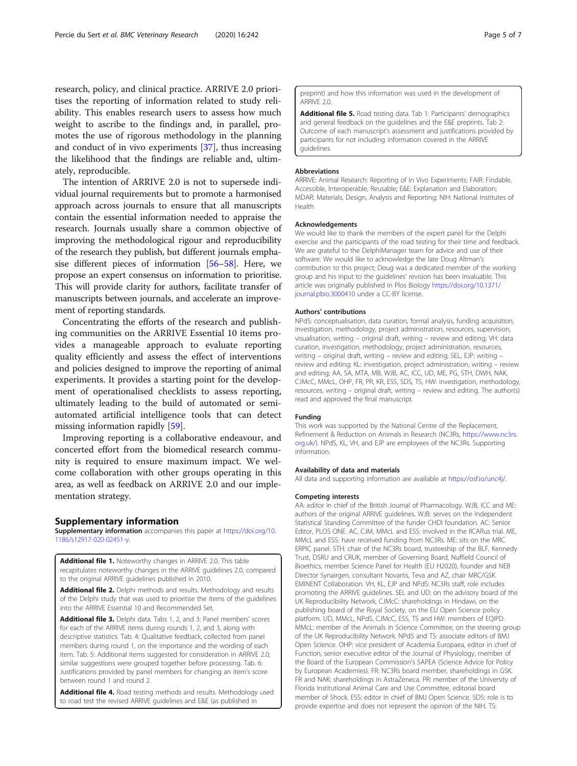research, policy, and clinical practice. ARRIVE 2.0 prioritises the reporting of information related to study reliability. This enables research users to assess how much weight to ascribe to the findings and, in parallel, promotes the use of rigorous methodology in the planning and conduct of in vivo experiments [37], thus increasing the likelihood that the findings are reliable and, ultimately, reproducible.

The intention of ARRIVE 2.0 is not to supersede individual journal requirements but to promote a harmonised approach across journals to ensure that all manuscripts contain the essential information needed to appraise the research. Journals usually share a common objective of improving the methodological rigour and reproducibility of the research they publish, but different journals emphasise different pieces of information [56–58]. Here, we propose an expert consensus on information to prioritise. This will provide clarity for authors, facilitate transfer of manuscripts between journals, and accelerate an improvement of reporting standards.

Concentrating the efforts of the research and publishing communities on the ARRIVE Essential 10 items provides a manageable approach to evaluate reporting quality efficiently and assess the effect of interventions and policies designed to improve the reporting of animal experiments. It provides a starting point for the development of operationalised checklists to assess reporting, ultimately leading to the build of automated or semi-automated artificial intelligence tools that can detect missing information rapidly [59].

Improving reporting is a collaborative endeavour, and concerted effort from the biomedical research community is required to ensure maximum impact. We welcome collaboration with other groups operating in this area, as well as feedback on ARRIVE 2.0 and our implementation strategy.

## Supplementary information

**Supplementary information** accompanies this paper at https://doi.org/10.1186/s12917-020-02451-y.

**Additional file 1.** Noteworthy changes in ARRIVE 2.0. This table recapitulates noteworthy changes in the ARRIVE guidelines 2.0, compared to the original ARRIVE guidelines published in 2010.

**Additional file 2.** Delphi methods and results. Methodology and results of the Delphi study that was used to prioritise the items of the guidelines into the ARRIVE Essential 10 and Recommended Set.

**Additional file 3.** Delphi data. Tabs 1, 2, and 3: Panel members' scores for each of the ARRIVE items during rounds 1, 2, and 3, along with descriptive statistics. Tab. 4: Qualitative feedback, collected from panel members during round 1, on the importance and the wording of each item. Tab. 5: Additional items suggested for consideration in ARRIVE 2.0; similar suggestions were grouped together before processing. Tab. 6: Justifications provided by panel members for changing an item's score between round 1 and round 2.

**Additional file 4.** Road testing methods and results. Methodology used to road test the revised ARRIVE guidelines and E&E (as published in preprint) and how this information was used in the development of ARRIVE 2.0.

**Additional file 5.** Road testing data. Tab 1: Participants' demographics and general feedback on the guidelines and the E&E preprints. Tab 2: Outcome of each manuscript's assessment and justifications provided by participants for not including information covered in the ARRIVE guidelines.

### Abbreviations

ARRIVE: Animal Research: Reporting of In Vivo Experiments; FAIR: Findable, Accessible, Interoperable, Reusable; E&E: Explanation and Elaboration; MDAR: Materials, Design, Analysis and Reporting; NIH: National Institutes of Health

### Acknowledgements

We would like to thank the members of the expert panel for the Delphi exercise and the participants of the road testing for their time and feedback. We are grateful to the DelphiManager team for advice and use of their software. We would like to acknowledge the late Doug Altman's contribution to this project; Doug was a dedicated member of the working group and his input to the guidelines' revision has been invaluable. This article was originally published in Plos Biology https://doi.org/10.1371/journal.pbio.3000410 under a CC-BY license.

### Authors' contributions

NPdS: conceptualisation, data curation, formal analysis, funding acquisition, investigation, methodology, project administration, resources, supervision, visualisation, writing – original draft, writing – review and editing; VH: data curation, investigation, methodology, project administration, resources, writing – original draft, writing – review and editing; SEL, EJP: writing – review and editing; KL: investigation, project administration, writing – review and editing; AA, SA, MTA, MB, WJB, AC, ICC, UD, ME, PG, STH, DWH, NAK, CJMcC, MMcL, OHP, FR, PR, KR, ESS, SDS, TS, HW: investigation, methodology, resources, writing – original draft, writing – review and editing. The author(s) read and approved the final manuscript.

### Funding

This work was supported by the National Centre of the Replacement, Refinement & Reduction on Animals in Research (NC3Rs, https://www.nc3rs.org.uk/). NPdS, KL, VH, and EJP are employees of the NC3Rs. Supporting information.

### Availability of data and materials

All data and supporting information are available at https://osf.io/unc4j/.

### Competing interests

AA: editor in chief of the British Journal of Pharmacology. WJB, ICC and ME: authors of the original ARRIVE guidelines. WJB: serves on the Independent Statistical Standing Committee of the funder CHDI foundation. AC: Senior Editor, PLOS ONE. AC, CJM, MMcL and ESS: involved in the IICARus trial. ME, MMcL and ESS: have received funding from NC3Rs. ME: sits on the MRC ERPIC panel. STH: chair of the NC3Rs board, trusteeship of the BLF, Kennedy Trust, DSRU and CRUK, member of Governing Board, Nuffield Council of Bioethics, member Science Panel for Health (EU H2020), founder and NEB Director Synairgen, consultant Novartis, Teva and AZ, chair MRC/GSK EMINENT Collaboration. VH, KL, EJP and NPdS: NC3Rs staff, role includes promoting the ARRIVE guidelines. SEL and UD: on the advisory board of the UK Reproducibility Network, CJMcC: shareholdings in Hindawi, on the publishing board of the Royal Society, on the EU Open Science policy platform. UD, MMcL, NPdS, CJMcC, ESS, TS and HW: members of EQIPD. MMcL: member of the Animals in Science Committee, on the steering group of the UK Reproducibility Network. NPdS and TS: associate editors of BMJ Open Science. OHP: vice president of Academia Europaea, editor in chief of Function, senior executive editor of the Journal of Physiology, member of the Board of the European Commission's SAPEA (Science Advice for Policy by European Academies). FR: NC3Rs board member, shareholdings in GSK. FR and NAK: shareholdings in AstraZeneca. PR: member of the University of Florida Institutional Animal Care and Use Committee, editorial board member of Shock. ESS: editor in chief of BMJ Open Science. SDS: role is to provide expertise and does not represent the opinion of the NIH. TS: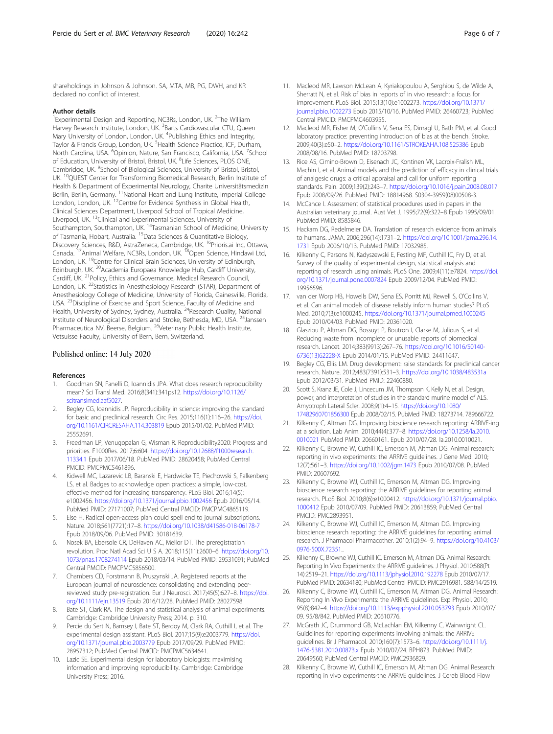shareholdings in Johnson & Johnson. SA, MTA, MB, PG, DWH, and KR declared no conflict of interest.

### Author details

[1]Experimental Design and Reporting, NC3Rs, London, UK. [2]The William Harvey Research Institute, London, UK. [3]Barts Cardiovascular CTU, Queen Mary University of London, London, UK. [4]Publishing Ethics and Integrity, Taylor & Francis Group, London, UK. [5]Health Science Practice, ICF, Durham, North Carolina, USA. [6]Opinion, Nature, San Francisco, California, USA. [7]School of Education, University of Bristol, Bristol, UK. [8]Life Sciences, PLOS ONE, Cambridge, UK. [9]School of Biological Sciences, University of Bristol, Bristol, UK. [10]QUEST Center for Transforming Biomedical Research, Berlin Institute of Health & Department of Experimental Neurology, Charite Universitätsmedizin Berlin, Berlin, Germany. [11]National Heart and Lung Institute, Imperial College London, London, UK. [12]Centre for Evidence Synthesis in Global Health, Clinical Sciences Department, Liverpool School of Tropical Medicine, Liverpool, UK. [13]Clinical and Experimental Sciences, University of Southampton, Southampton, UK. [14]Tasmanian School of Medicine, University of Tasmania, Hobart, Australia. [15]Data Sciences & Quantitative Biology, Discovery Sciences, R&D, AstraZeneca, Cambridge, UK. [16]Prioris.ai Inc, Ottawa, Canada. [17]Animal Welfare, NC3Rs, London, UK. [18]Open Science, Hindawi Ltd, London, UK. [19]Centre for Clinical Brain Sciences, University of Edinburgh, Edinburgh, UK. [20]Academia Europaea Knowledge Hub, Cardiff University, Cardiff, UK. [21]Policy, Ethics and Governance, Medical Research Council, London, UK. [22]Statistics in Anesthesiology Research (STAR), Department of Anesthesiology College of Medicine, University of Florida, Gainesville, Florida, USA. [23]Discipline of Exercise and Sport Science, Faculty of Medicine and Health, University of Sydney, Sydney, Australia. [24]Research Quality, National Institute of Neurological Disorders and Stroke, Bethesda, MD, USA. [25]Janssen Pharmaceutica NV, Beerse, Belgium. [26]Veterinary Public Health Institute, Vetsuisse Faculty, University of Bern, Bern, Switzerland.

Published online: 14 July 2020

### References

1. Goodman SN, Fanelli D, Ioannidis JPA. What does research reproducibility mean? Sci Transl Med. 2016;8(341):341ps12. https://doi.org/10.1126/scitranslmed.aaf5027.
2. Begley CG, Ioannidis JP. Reproducibility in science: improving the standard for basic and preclinical research. Circ Res. 2015;116(1):116–26. https://doi.org/10.1161/CIRCRESAHA.114.303819 Epub 2015/01/02. PubMed PMID: 25552691.
3. Freedman LP, Venugopalan G, Wisman R. Reproducibility2020: Progress and priorities. F1000Res. 2017;6:604. https://doi.org/10.12688/f1000research.11334.1 Epub 2017/06/18. PubMed PMID: 28620458; PubMed Central PMCID: PMCPMC5461896.
4. Kidwell MC, Lazarevic LB, Baranski E, Hardwicke TE, Piechowski S, Falkenberg LS, et al. Badges to acknowledge open practices: a simple, low-cost, effective method for increasing transparency. PLoS Biol. 2016;14(5):e1002456. https://doi.org/10.1371/journal.pbio.1002456 Epub 2016/05/14. PubMed PMID: 27171007; PubMed Central PMCID: PMCPMC4865119.
5. Else H. Radical open-access plan could spell end to journal subscriptions. Nature. 2018;561(7721):17–8. https://doi.org/10.1038/d41586-018-06178-7 Epub 2018/09/06. PubMed PMID: 30181639.
6. Nosek BA, Ebersole CR, DeHaven AC, Mellor DT. The preregistration revolution. Proc Natl Acad Sci U S A. 2018;115(11):2600–6. https://doi.org/10.1073/pnas.1708274114 Epub 2018/03/14. PubMed PMID: 29531091; PubMed Central PMCID: PMCPMC5856500.
7. Chambers CD, Forstmann B, Pruszynski JA. Registered reports at the European journal of neuroscience: consolidating and extending peer-reviewed study pre-registration. Eur J Neurosci. 2017;45(5):627–8. https://doi.org/10.1111/ejn.13519 Epub 2016/12/28. PubMed PMID: 28027598.
8. Bate ST, Clark RA. The design and statistical analysis of animal experiments. Cambridge: Cambridge University Press; 2014. p. 310.
9. Percie du Sert N, Bamsey I, Bate ST, Berdoy M, Clark RA, Cuthill I, et al. The experimental design assistant. PLoS Biol. 2017;15(9):e2003779. https://doi.org/10.1371/journal.pbio.2003779 Epub 2017/09/29. PubMed PMID: 28957312; PubMed Central PMCID: PMCPMC5634641.
10. Lazic SE. Experimental design for laboratory biologists: maximising information and improving reproducibility. Cambridge: Cambridge University Press; 2016.
11. Macleod MR, Lawson McLean A, Kyriakopoulou A, Serghiou S, de Wilde A, Sherratt N, et al. Risk of bias in reports of in vivo research: a focus for improvement. PLoS Biol. 2015;13(10):e1002273. https://doi.org/10.1371/journal.pbio.1002273 Epub 2015/10/16. PubMed PMID: 26460723; PubMed Central PMCID: PMCPMC4603955.
12. Macleod MR, Fisher M, O'Collins V, Sena ES, Dirnagl U, Bath PM, et al. Good laboratory practice: preventing introduction of bias at the bench. Stroke. 2009;40(3):e50–2. https://doi.org/10.1161/STROKEAHA.108.525386 Epub 2008/08/16. PubMed PMID: 18703798.
13. Rice AS, Cimino-Brown D, Eisenach JC, Kontinen VK, Lacroix-Fralish ML, Machin I, et al. Animal models and the prediction of efficacy in clinical trials of analgesic drugs: a critical appraisal and call for uniform reporting standards. Pain. 2009;139(2):243–7. https://doi.org/10.1016/j.pain.2008.08.017 Epub 2008/09/26. PubMed PMID: 18814968. S0304-3959(08)00508-3.
14. McCance I. Assessment of statistical procedures used in papers in the Australian veterinary journal. Aust Vet J. 1995;72(9):322–8 Epub 1995/09/01. PubMed PMID: 8585846.
15. Hackam DG, Redelmeier DA. Translation of research evidence from animals to humans. JAMA. 2006;296(14):1731–2. https://doi.org/10.1001/jama.296.14.1731 Epub 2006/10/13. PubMed PMID: 17032985.
16. Kilkenny C, Parsons N, Kadyszewski E, Festing MF, Cuthill IC, Fry D, et al. Survey of the quality of experimental design, statistical analysis and reporting of research using animals. PLoS One. 2009;4(11):e7824. https://doi.org/10.1371/journal.pone.0007824 Epub 2009/12/04. PubMed PMID: 19956596.
17. van der Worp HB, Howells DW, Sena ES, Porritt MJ, Rewell S, O'Collins V, et al. Can animal models of disease reliably inform human studies? PLoS Med. 2010;7(3):e1000245. https://doi.org/10.1371/journal.pmed.1000245 Epub 2010/04/03. PubMed PMID: 20361020.
18. Glasziou P, Altman DG, Bossuyt P, Boutron I, Clarke M, Julious S, et al. Reducing waste from incomplete or unusable reports of biomedical research. Lancet. 2014;383(9913):267–76. https://doi.org/10.1016/S0140-6736(13)62228-X Epub 2014/01/15. PubMed PMID: 24411647.
19. Begley CG, Ellis LM. Drug development: raise standards for preclinical cancer research. Nature. 2012;483(7391):531–3. https://doi.org/10.1038/483531a Epub 2012/03/31. PubMed PMID: 22460880.
20. Scott S, Kranz JE, Cole J, Lincecum JM, Thompson K, Kelly N, et al. Design, power, and interpretation of studies in the standard murine model of ALS. Amyotroph Lateral Scler. 2008;9(1):4–15. https://doi.org/10.1080/17482960701856300 Epub 2008/02/15. PubMed PMID: 18273714. 789666722.
21. Kilkenny C, Altman DG. Improving bioscience research reporting: ARRIVE-ing at a solution. Lab Anim. 2010;44(4):377–8. https://doi.org/10.1258/la.2010.0010021 PubMed PMID: 20660161. Epub 2010/07/28. la.2010.0010021.
22. Kilkenny C, Browne W, Cuthill IC, Emerson M, Altman DG. Animal research: reporting in vivo experiments: the ARRIVE guidelines. J Gene Med. 2010;12(7):561–3. https://doi.org/10.1002/jgm.1473 Epub 2010/07/08. PubMed PMID: 20607692.
23. Kilkenny C, Browne WJ, Cuthill IC, Emerson M, Altman DG. Improving bioscience research reporting: the ARRIVE guidelines for reporting animal research. PLoS Biol. 2010;8(6):e1000412. https://doi.org/10.1371/journal.pbio.1000412 Epub 2010/07/09. PubMed PMID: 20613859; PubMed Central PMCID: PMC2893951.
24. Kilkenny C, Browne WJ, Cuthill IC, Emerson M, Altman DG. Improving bioscience research reporting: the ARRIVE guidelines for reporting animal research. J Pharmacol Pharmacother. 2010;1(2):94–9. https://doi.org/10.4103/0976-500X.72351..
25. Kilkenny C, Browne WJ, Cuthill IC, Emerson M, Altman DG. Animal Research: Reporting In Vivo Experiments: the ARRIVE guidelines. J Physiol. 2010;588(Pt 14):2519–21. https://doi.org/10.1113/jphysiol.2010.192278 Epub 2010/07/17. PubMed PMID: 20634180; PubMed Central PMCID: PMC2916981. 588/14/2519.
26. Kilkenny C, Browne WJ, Cuthill IC, Emerson M, Altman DG. Animal Research: Reporting In Vivo Experiments: the ARRIVE guidelines. Exp Physiol. 2010;95(8):842–4. https://doi.org/10.1113/expphysiol.2010.053793 Epub 2010/07/09. 95/8/842. PubMed PMID: 20610776.
27. McGrath JC, Drummond GB, McLachlan EM, Kilkenny C, Wainwright CL. Guidelines for reporting experiments involving animals: the ARRIVE guidelines. Br J Pharmacol. 2010;160(7):1573–6. https://doi.org/10.1111/j.1476-5381.2010.00873.x Epub 2010/07/24. BPH873. PubMed PMID: 20649560; PubMed Central PMCID: PMC2936829.
28. Kilkenny C, Browne W, Cuthill IC, Emerson M, Altman DG. Animal Research: reporting in vivo experiments-the ARRIVE guidelines. J Cereb Blood Flow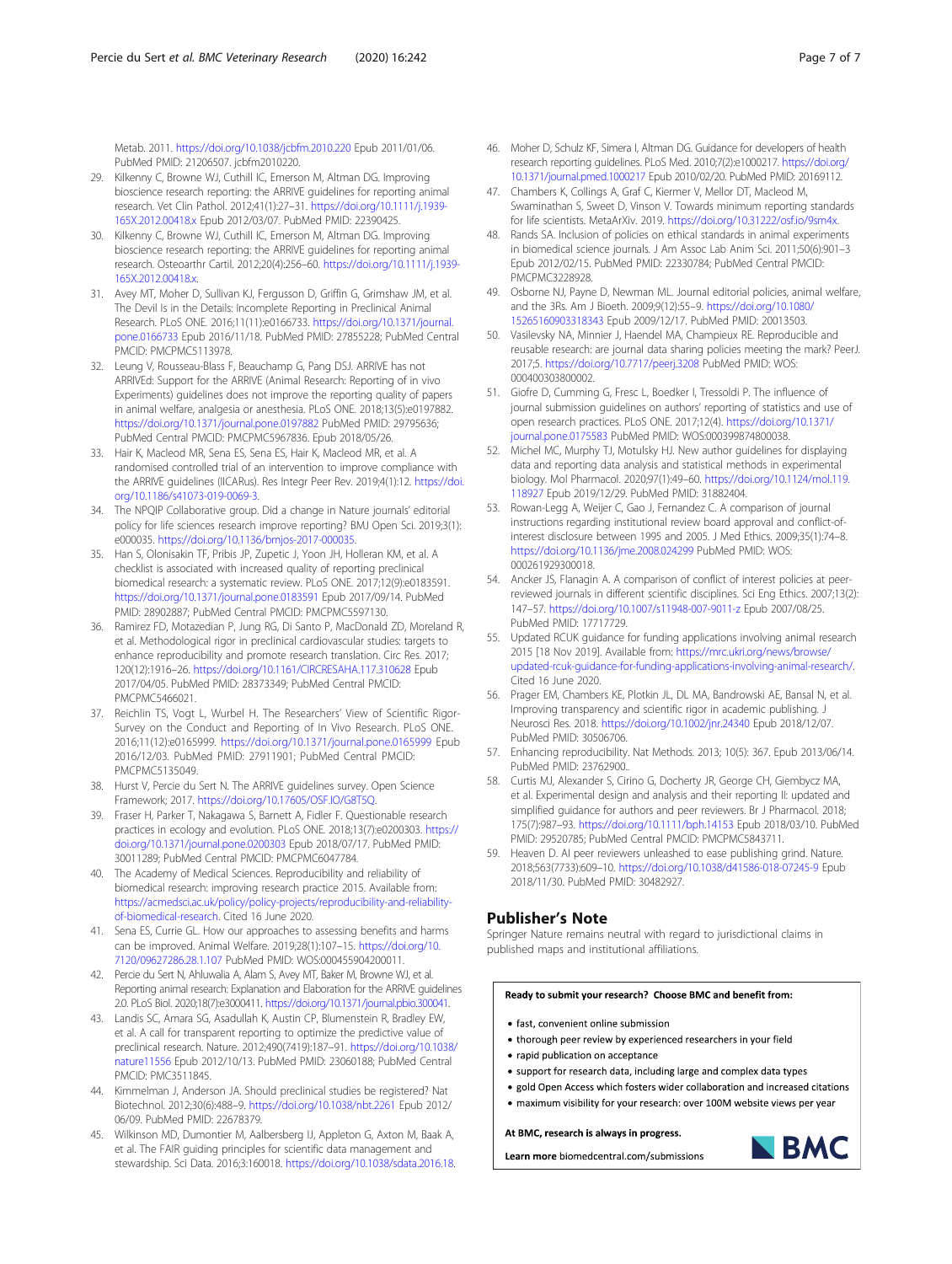Metab. 2011. https://doi.org/10.1038/jcbfm.2010.220 Epub 2011/01/06. PubMed PMID: 21206507. jcbfm2010220.

29. Kilkenny C, Browne WJ, Cuthill IC, Emerson M, Altman DG. Improving bioscience research reporting: the ARRIVE guidelines for reporting animal research. Vet Clin Pathol. 2012;41(1):27–31. https://doi.org/10.1111/j.1939-165X.2012.00418.x Epub 2012/03/07. PubMed PMID: 22390425.
30. Kilkenny C, Browne WJ, Cuthill IC, Emerson M, Altman DG. Improving bioscience research reporting: the ARRIVE guidelines for reporting animal research. Osteoarthr Cartil. 2012;20(4):256–60. https://doi.org/10.1111/j.1939-165X.2012.00418.x.
31. Avey MT, Moher D, Sullivan KJ, Fergusson D, Griffin G, Grimshaw JM, et al. The Devil Is in the Details: Incomplete Reporting in Preclinical Animal Research. PLoS ONE. 2016;11(11):e0166733. https://doi.org/10.1371/journal.pone.0166733 Epub 2016/11/18. PubMed PMID: 27855228; PubMed Central PMCID: PMCPMC5113978.
32. Leung V, Rousseau-Blass F, Beauchamp G, Pang DSJ. ARRIVE has not ARRIVEd: Support for the ARRIVE (Animal Research: Reporting of in vivo Experiments) guidelines does not improve the reporting quality of papers in animal welfare, analgesia or anesthesia. PLoS ONE. 2018;13(5):e0197882. https://doi.org/10.1371/journal.pone.0197882 PubMed PMID: 29795636; PubMed Central PMCID: PMCPMC5967836. Epub 2018/05/26.
33. Hair K, Macleod MR, Sena ES, Sena ES, Hair K, Macleod MR, et al. A randomised controlled trial of an intervention to improve compliance with the ARRIVE guidelines (IICARus). Res Integr Peer Rev. 2019;4(1):12. https://doi.org/10.1186/s41073-019-0069-3.
34. The NPQIP Collaborative group. Did a change in Nature journals' editorial policy for life sciences research improve reporting? BMJ Open Sci. 2019;3(1):e000035. https://doi.org/10.1136/bmjos-2017-000035.
35. Han S, Olonisakin TF, Pribis JP, Zupetic J, Yoon JH, Holleran KM, et al. A checklist is associated with increased quality of reporting preclinical biomedical research: a systematic review. PLoS ONE. 2017;12(9):e0183591. https://doi.org/10.1371/journal.pone.0183591 Epub 2017/09/14. PubMed PMID: 28902887; PubMed Central PMCID: PMCPMC5597130.
36. Ramirez FD, Motazedian P, Jung RG, Di Santo P, MacDonald ZD, Moreland R, et al. Methodological rigor in preclinical cardiovascular studies: targets to enhance reproducibility and promote research translation. Circ Res. 2017;120(12):1916–26. https://doi.org/10.1161/CIRCRESAHA.117.310628 Epub 2017/04/05. PubMed PMID: 28373349; PubMed Central PMCID: PMCPMC5466021.
37. Reichlin TS, Vogt L, Wurbel H. The Researchers' View of Scientific Rigor-Survey on the Conduct and Reporting of In Vivo Research. PLoS ONE. 2016;11(12):e0165999. https://doi.org/10.1371/journal.pone.0165999 Epub 2016/12/03. PubMed PMID: 27911901; PubMed Central PMCID: PMCPMC5135049.
38. Hurst V, Percie du Sert N. The ARRIVE guidelines survey. Open Science Framework; 2017. https://doi.org/10.17605/OSF.IO/G8T5Q.
39. Fraser H, Parker T, Nakagawa S, Barnett A, Fidler F. Questionable research practices in ecology and evolution. PLoS ONE. 2018;13(7):e0200303. https://doi.org/10.1371/journal.pone.0200303 Epub 2018/07/17. PubMed PMID: 30011289; PubMed Central PMCID: PMCPMC6047784.
40. The Academy of Medical Sciences. Reproducibility and reliability of biomedical research: improving research practice 2015. Available from: https://acmedsci.ac.uk/policy/policy-projects/reproducibility-and-reliability-of-biomedical-research. Cited 16 June 2020.
41. Sena ES, Currie GL. How our approaches to assessing benefits and harms can be improved. Animal Welfare. 2019;28(1):107–15. https://doi.org/10.7120/09627286.28.1.107 PubMed PMID: WOS:000455904200011.
42. Percie du Sert N, Ahluwalia A, Alam S, Avey MT, Baker M, Browne WJ, et al. Reporting animal research: Explanation and Elaboration for the ARRIVE guidelines 2.0. PLoS Biol. 2020;18(7):e3000411. https://doi.org/10.1371/journal.pbio.300041.
43. Landis SC, Amara SG, Asadullah K, Austin CP, Blumenstein R, Bradley EW, et al. A call for transparent reporting to optimize the predictive value of preclinical research. Nature. 2012;490(7419):187–91. https://doi.org/10.1038/nature11556 Epub 2012/10/13. PubMed PMID: 23060188; PubMed Central PMCID: PMC3511845.
44. Kimmelman J, Anderson JA. Should preclinical studies be registered? Nat Biotechnol. 2012;30(6):488–9. https://doi.org/10.1038/nbt.2261 Epub 2012/06/09. PubMed PMID: 22678379.
45. Wilkinson MD, Dumontier M, Aalbersberg IJ, Appleton G, Axton M, Baak A, et al. The FAIR guiding principles for scientific data management and stewardship. Sci Data. 2016;3:160018. https://doi.org/10.1038/sdata.2016.18.
46. Moher D, Schulz KF, Simera I, Altman DG. Guidance for developers of health research reporting guidelines. PLoS Med. 2010;7(2):e1000217. https://doi.org/10.1371/journal.pmed.1000217 Epub 2010/02/20. PubMed PMID: 20169112.
47. Chambers K, Collings A, Graf C, Kiermer V, Mellor DT, Macleod M, Swaminathan S, Sweet D, Vinson V. Towards minimum reporting standards for life scientists. MetaArXiv. 2019. https://doi.org/10.31222/osf.io/9sm4x.
48. Rands SA. Inclusion of policies on ethical standards in animal experiments in biomedical science journals. J Am Assoc Lab Anim Sci. 2011;50(6):901–3 Epub 2012/02/15. PubMed PMID: 22330784; PubMed Central PMCID: PMCPMC3228928.
49. Osborne NJ, Payne D, Newman ML. Journal editorial policies, animal welfare, and the 3Rs. Am J Bioeth. 2009;9(12):55–9. https://doi.org/10.1080/15265160903318343 Epub 2009/12/17. PubMed PMID: 20013503.
50. Vasilevsky NA, Minnier J, Haendel MA, Champieux RE. Reproducible and reusable research: are journal data sharing policies meeting the mark? PeerJ. 2017;5. https://doi.org/10.7717/peerj.3208 PubMed PMID: WOS: 000400303800002.
51. Giofre D, Cumming G, Fresc L, Boedker I, Tressoldi P. The influence of journal submission guidelines on authors' reporting of statistics and use of open research practices. PLoS ONE. 2017;12(4). https://doi.org/10.1371/journal.pone.0175583 PubMed PMID: WOS:000399874800038.
52. Michel MC, Murphy TJ, Motulsky HJ. New author guidelines for displaying data and reporting data analysis and statistical methods in experimental biology. Mol Pharmacol. 2020;97(1):49–60. https://doi.org/10.1124/mol.119.118927 Epub 2019/12/29. PubMed PMID: 31882404.
53. Rowan-Legg A, Weijer C, Gao J, Fernandez C. A comparison of journal instructions regarding institutional review board approval and conflict-of-interest disclosure between 1995 and 2005. J Med Ethics. 2009;35(1):74–8. https://doi.org/10.1136/jme.2008.024299 PubMed PMID: WOS: 000261929300018.
54. Ancker JS, Flanagin A. A comparison of conflict of interest policies at peer-reviewed journals in different scientific disciplines. Sci Eng Ethics. 2007;13(2):147–57. https://doi.org/10.1007/s11948-007-9011-z Epub 2007/08/25. PubMed PMID: 17717729.
55. Updated RCUK guidance for funding applications involving animal research 2015 [18 Nov 2019]. Available from: https://mrc.ukri.org/news/browse/updated-rcuk-guidance-for-funding-applications-involving-animal-research/. Cited 16 June 2020.
56. Prager EM, Chambers KE, Plotkin JL, DL MA, Bandrowski AE, Bansal N, et al. Improving transparency and scientific rigor in academic publishing. J Neurosci Res. 2018. https://doi.org/10.1002/jnr.24340 Epub 2018/12/07. PubMed PMID: 30506706.
57. Enhancing reproducibility. Nat Methods. 2013; 10(5): 367. Epub 2013/06/14. PubMed PMID: 23762900..
58. Curtis MJ, Alexander S, Cirino G, Docherty JR, George CH, Giembycz MA, et al. Experimental design and analysis and their reporting II: updated and simplified guidance for authors and peer reviewers. Br J Pharmacol. 2018;175(7):987–93. https://doi.org/10.1111/bph.14153 Epub 2018/03/10. PubMed PMID: 29520785; PubMed Central PMCID: PMCPMC5843711.
59. Heaven D. AI peer reviewers unleashed to ease publishing grind. Nature. 2018;563(7733):609–10. https://doi.org/10.1038/d41586-018-07245-9 Epub 2018/11/30. PubMed PMID: 30482927.

## Publisher's Note

Springer Nature remains neutral with regard to jurisdictional claims in published maps and institutional affiliations.

**Ready to submit your research? Choose BMC and benefit from:**

- fast, convenient online submission
- thorough peer review by experienced researchers in your field
- rapid publication on acceptance
- support for research data, including large and complex data types
- gold Open Access which fosters wider collaboration and increased citations
- maximum visibility for your research: over 100M website views per year

**At BMC, research is always in progress.**

**Learn more** biomedcentral.com/submissions

BMC